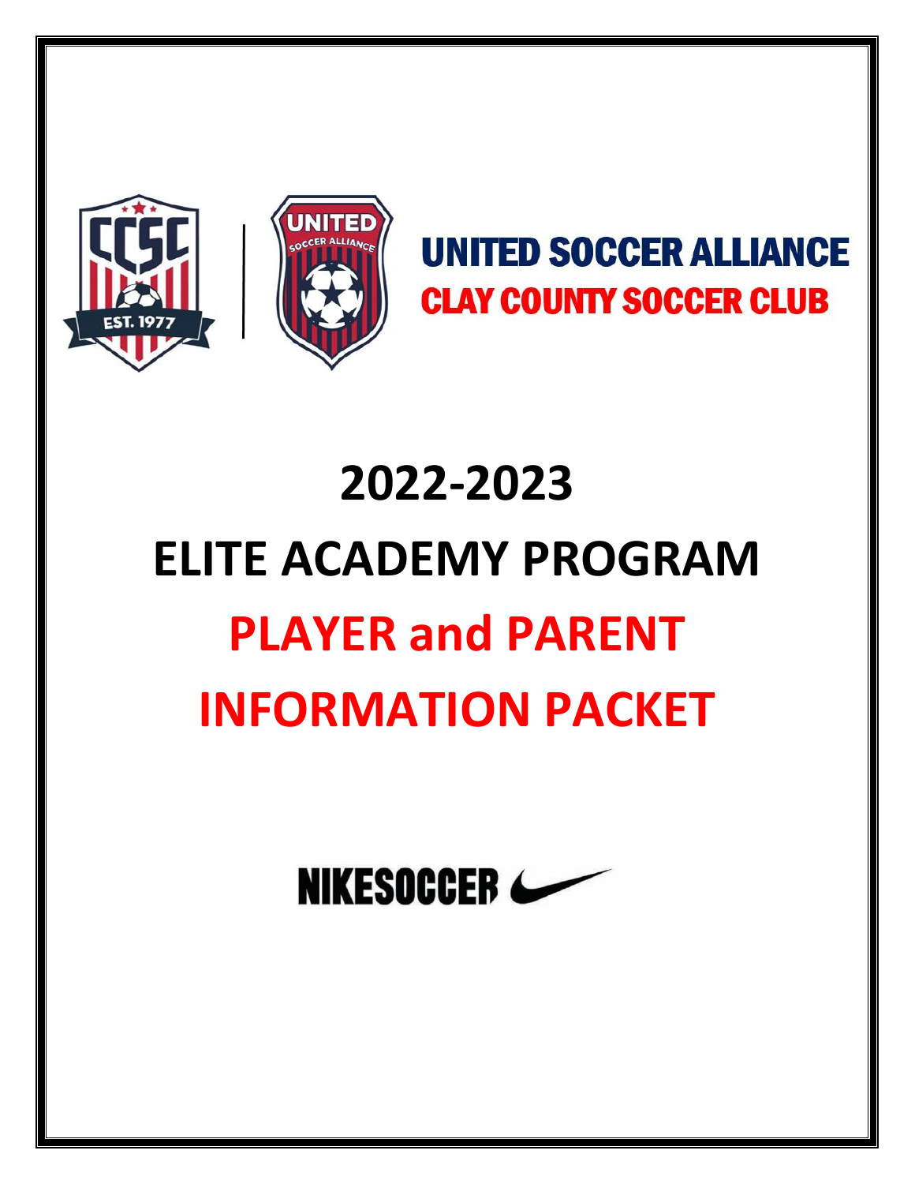UNITED SOCCER ALLIANCE

CLAY COUNTY SOCCER CLUB

# 2022-2023

# ELITE ACADEMY PROGRAM

# PLAYER and PARENT INFORMATION PACKET

NIKESOCCER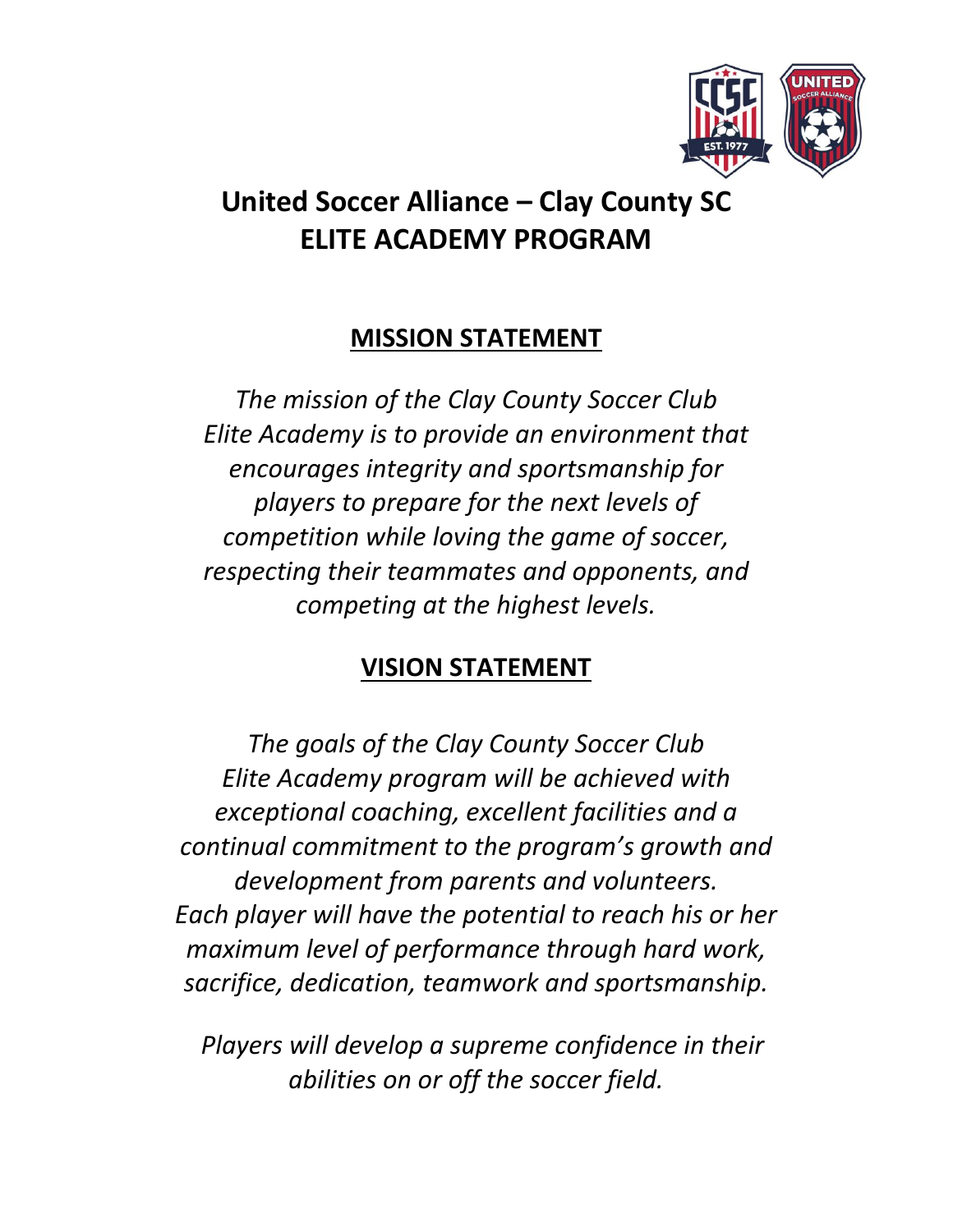# United Soccer Alliance – Clay County SC
# ELITE ACADEMY PROGRAM

## MISSION STATEMENT

*The mission of the Clay County Soccer Club Elite Academy is to provide an environment that encourages integrity and sportsmanship for players to prepare for the next levels of competition while loving the game of soccer, respecting their teammates and opponents, and competing at the highest levels.*

## VISION STATEMENT

*The goals of the Clay County Soccer Club Elite Academy program will be achieved with exceptional coaching, excellent facilities and a continual commitment to the program's growth and development from parents and volunteers. Each player will have the potential to reach his or her maximum level of performance through hard work, sacrifice, dedication, teamwork and sportsmanship.*

*Players will develop a supreme confidence in their abilities on or off the soccer field.*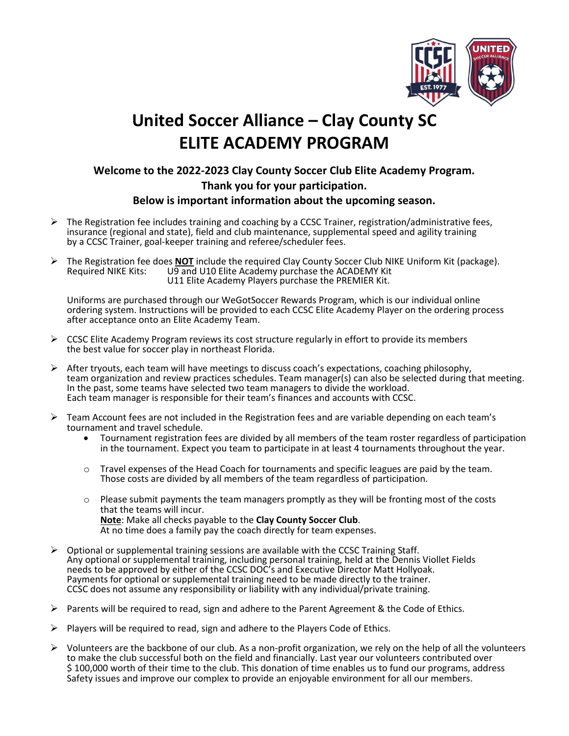# United Soccer Alliance – Clay County SC
# ELITE ACADEMY PROGRAM

**Welcome to the 2022-2023 Clay County Soccer Club Elite Academy Program.**
**Thank you for your participation.**
**Below is important information about the upcoming season.**

- The Registration fee includes training and coaching by a CCSC Trainer, registration/administrative fees, insurance (regional and state), field and club maintenance, supplemental speed and agility training by a CCSC Trainer, goal-keeper training and referee/scheduler fees.

- The Registration fee does **NOT** include the required Clay County Soccer Club NIKE Uniform Kit (package).
  Required NIKE Kits: U9 and U10 Elite Academy purchase the ACADEMY Kit
  U11 Elite Academy Players purchase the PREMIER Kit.

  Uniforms are purchased through our WeGotSoccer Rewards Program, which is our individual online ordering system. Instructions will be provided to each CCSC Elite Academy Player on the ordering process after acceptance onto an Elite Academy Team.

- CCSC Elite Academy Program reviews its cost structure regularly in effort to provide its members the best value for soccer play in northeast Florida.

- After tryouts, each team will have meetings to discuss coach's expectations, coaching philosophy, team organization and review practices schedules. Team manager(s) can also be selected during that meeting. In the past, some teams have selected two team managers to divide the workload. Each team manager is responsible for their team's finances and accounts with CCSC.

- Team Account fees are not included in the Registration fees and are variable depending on each team's tournament and travel schedule.
  - Tournament registration fees are divided by all members of the team roster regardless of participation in the tournament. Expect you team to participate in at least 4 tournaments throughout the year.
  - Travel expenses of the Head Coach for tournaments and specific leagues are paid by the team. Those costs are divided by all members of the team regardless of participation.
  - Please submit payments the team managers promptly as they will be fronting most of the costs that the teams will incur.
    **Note**: Make all checks payable to the **Clay County Soccer Club**.
    At no time does a family pay the coach directly for team expenses.

- Optional or supplemental training sessions are available with the CCSC Training Staff. Any optional or supplemental training, including personal training, held at the Dennis Viollet Fields needs to be approved by either of the CCSC DOC's and Executive Director Matt Hollyoak. Payments for optional or supplemental training need to be made directly to the trainer. CCSC does not assume any responsibility or liability with any individual/private training.

- Parents will be required to read, sign and adhere to the Parent Agreement & the Code of Ethics.

- Players will be required to read, sign and adhere to the Players Code of Ethics.

- Volunteers are the backbone of our club. As a non-profit organization, we rely on the help of all the volunteers to make the club successful both on the field and financially. Last year our volunteers contributed over $ 100,000 worth of their time to the club. This donation of time enables us to fund our programs, address Safety issues and improve our complex to provide an enjoyable environment for all our members.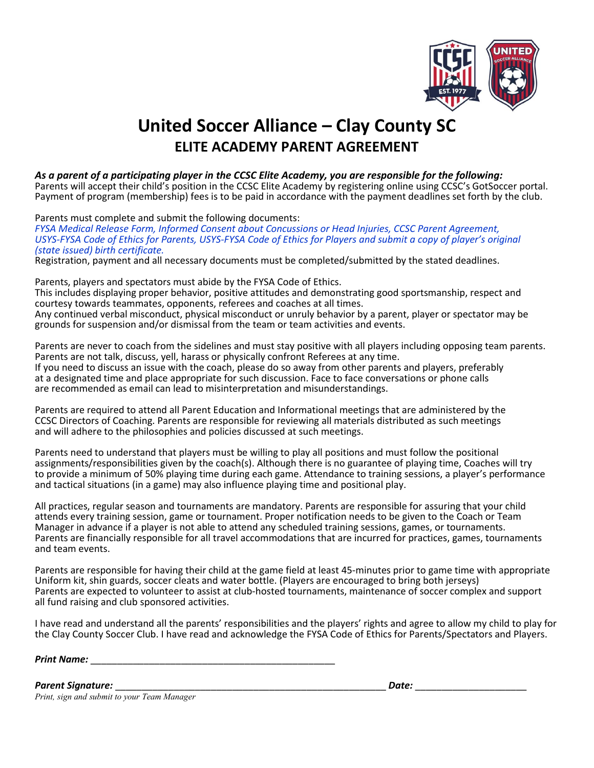# United Soccer Alliance – Clay County SC

## ELITE ACADEMY PARENT AGREEMENT

***As a parent of a participating player in the CCSC Elite Academy, you are responsible for the following:***

Parents will accept their child's position in the CCSC Elite Academy by registering online using CCSC's GotSoccer portal. Payment of program (membership) fees is to be paid in accordance with the payment deadlines set forth by the club.

Parents must complete and submit the following documents:
*FYSA Medical Release Form, Informed Consent about Concussions or Head Injuries, CCSC Parent Agreement, USYS-FYSA Code of Ethics for Parents, USYS-FYSA Code of Ethics for Players and submit a copy of player's original (state issued) birth certificate.*
Registration, payment and all necessary documents must be completed/submitted by the stated deadlines.

Parents, players and spectators must abide by the FYSA Code of Ethics.
This includes displaying proper behavior, positive attitudes and demonstrating good sportsmanship, respect and courtesy towards teammates, opponents, referees and coaches at all times.
Any continued verbal misconduct, physical misconduct or unruly behavior by a parent, player or spectator may be grounds for suspension and/or dismissal from the team or team activities and events.

Parents are never to coach from the sidelines and must stay positive with all players including opposing team parents. Parents are not talk, discuss, yell, harass or physically confront Referees at any time.
If you need to discuss an issue with the coach, please do so away from other parents and players, preferably at a designated time and place appropriate for such discussion. Face to face conversations or phone calls are recommended as email can lead to misinterpretation and misunderstandings.

Parents are required to attend all Parent Education and Informational meetings that are administered by the CCSC Directors of Coaching. Parents are responsible for reviewing all materials distributed as such meetings and will adhere to the philosophies and policies discussed at such meetings.

Parents need to understand that players must be willing to play all positions and must follow the positional assignments/responsibilities given by the coach(s). Although there is no guarantee of playing time, Coaches will try to provide a minimum of 50% playing time during each game. Attendance to training sessions, a player's performance and tactical situations (in a game) may also influence playing time and positional play.

All practices, regular season and tournaments are mandatory. Parents are responsible for assuring that your child attends every training session, game or tournament. Proper notification needs to be given to the Coach or Team Manager in advance if a player is not able to attend any scheduled training sessions, games, or tournaments. Parents are financially responsible for all travel accommodations that are incurred for practices, games, tournaments and team events.

Parents are responsible for having their child at the game field at least 45-minutes prior to game time with appropriate Uniform kit, shin guards, soccer cleats and water bottle. (Players are encouraged to bring both jerseys)
Parents are expected to volunteer to assist at club-hosted tournaments, maintenance of soccer complex and support all fund raising and club sponsored activities.

I have read and understand all the parents' responsibilities and the players' rights and agree to allow my child to play for the Clay County Soccer Club. I have read and acknowledge the FYSA Code of Ethics for Parents/Spectators and Players.

***Print Name:*** ______________________________________________

***Parent Signature:*** ___________________________________________________ ***Date:*** ____________________

*Print, sign and submit to your Team Manager*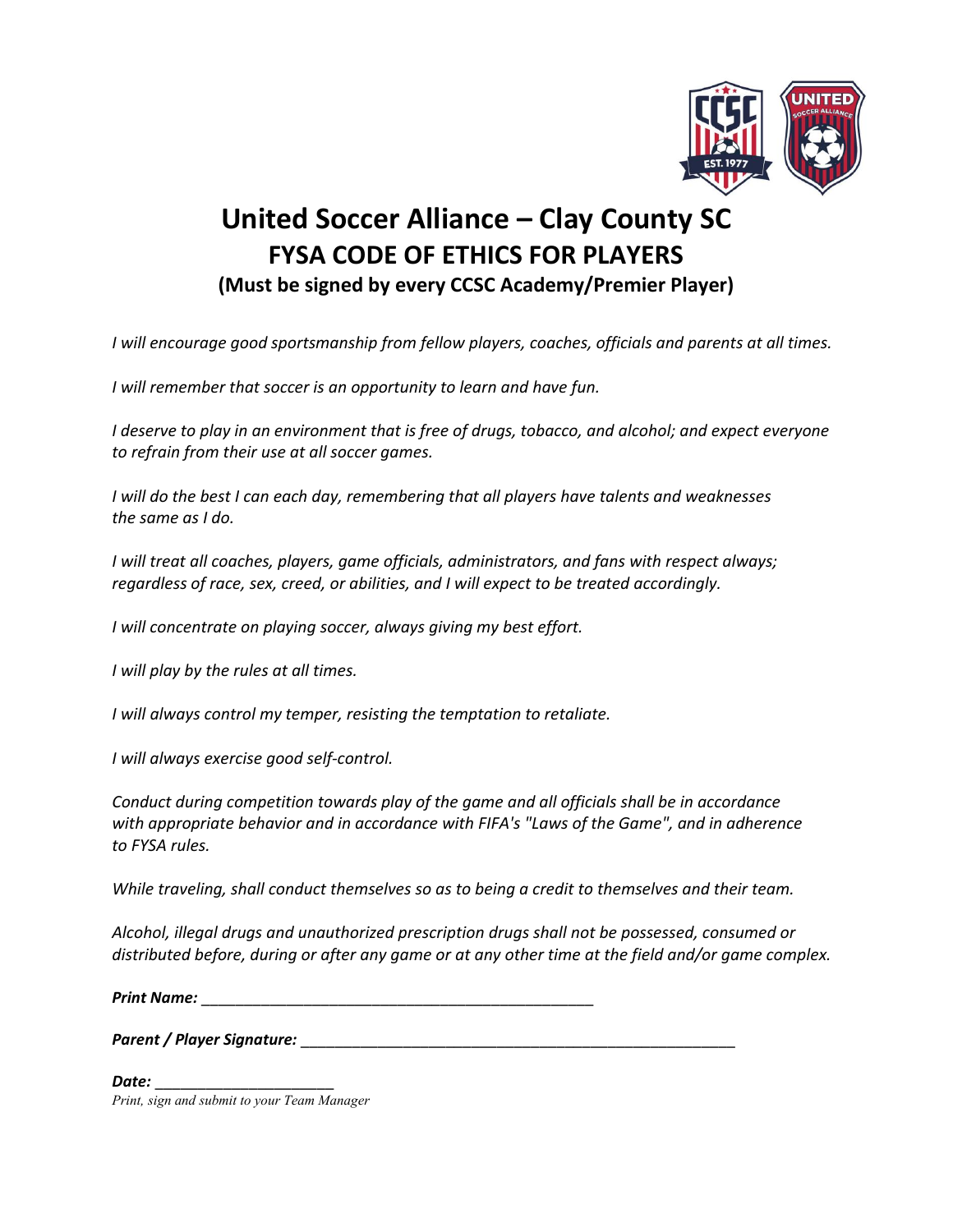# United Soccer Alliance – Clay County SC

## FYSA CODE OF ETHICS FOR PLAYERS

### (Must be signed by every CCSC Academy/Premier Player)

*I will encourage good sportsmanship from fellow players, coaches, officials and parents at all times.*

*I will remember that soccer is an opportunity to learn and have fun.*

*I deserve to play in an environment that is free of drugs, tobacco, and alcohol; and expect everyone to refrain from their use at all soccer games.*

*I will do the best I can each day, remembering that all players have talents and weaknesses the same as I do.*

*I will treat all coaches, players, game officials, administrators, and fans with respect always; regardless of race, sex, creed, or abilities, and I will expect to be treated accordingly.*

*I will concentrate on playing soccer, always giving my best effort.*

*I will play by the rules at all times.*

*I will always control my temper, resisting the temptation to retaliate.*

*I will always exercise good self-control.*

*Conduct during competition towards play of the game and all officials shall be in accordance with appropriate behavior and in accordance with FIFA's "Laws of the Game", and in adherence to FYSA rules.*

*While traveling, shall conduct themselves so as to being a credit to themselves and their team.*

*Alcohol, illegal drugs and unauthorized prescription drugs shall not be possessed, consumed or distributed before, during or after any game or at any other time at the field and/or game complex.*

***Print Name:*** _______________________________________________

***Parent / Player Signature:*** _____________________________________________________

***Date:*** _____________________

*Print, sign and submit to your Team Manager*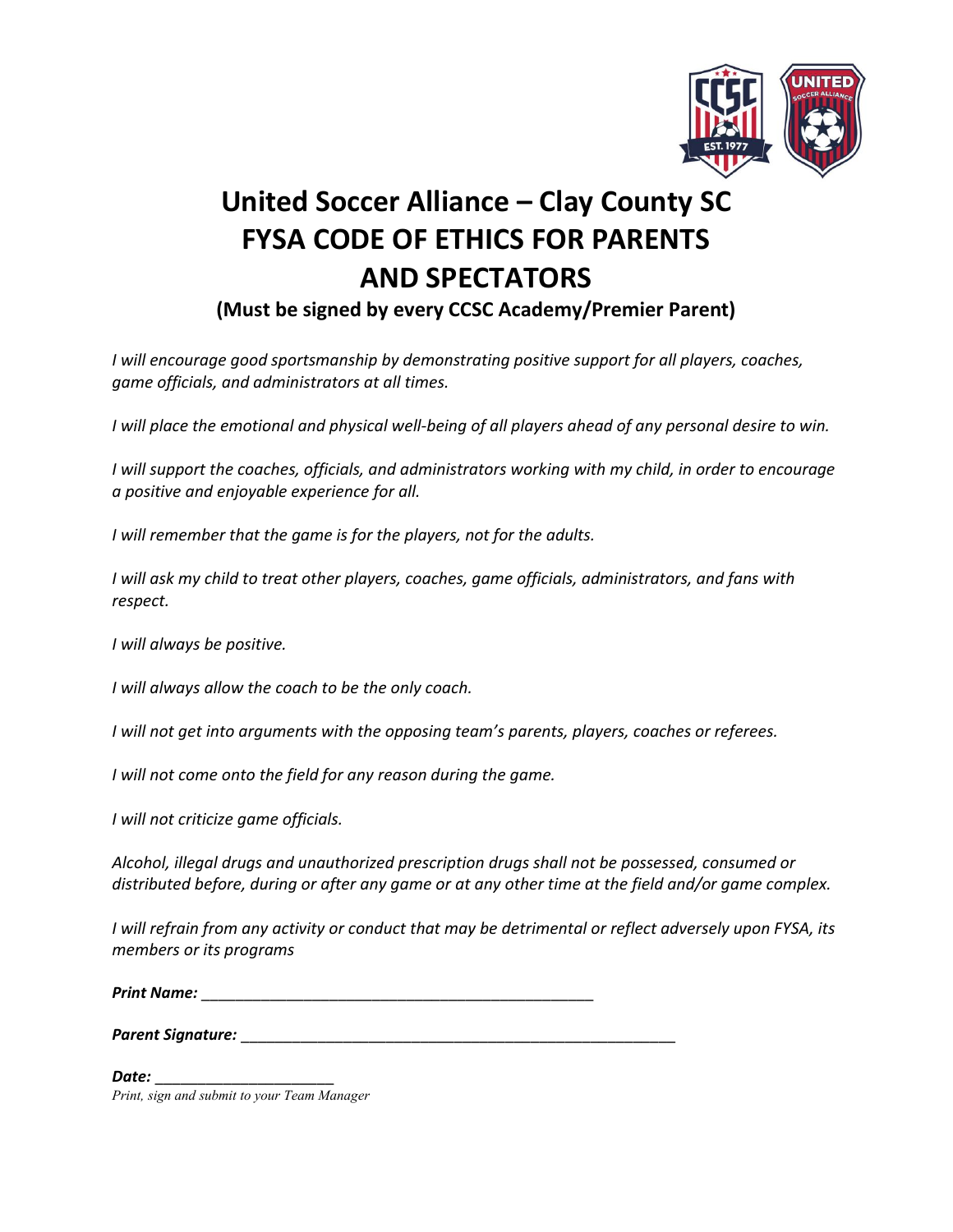# United Soccer Alliance – Clay County SC
# FYSA CODE OF ETHICS FOR PARENTS AND SPECTATORS

**(Must be signed by every CCSC Academy/Premier Parent)**

*I will encourage good sportsmanship by demonstrating positive support for all players, coaches, game officials, and administrators at all times.*

*I will place the emotional and physical well-being of all players ahead of any personal desire to win.*

*I will support the coaches, officials, and administrators working with my child, in order to encourage a positive and enjoyable experience for all.*

*I will remember that the game is for the players, not for the adults.*

*I will ask my child to treat other players, coaches, game officials, administrators, and fans with respect.*

*I will always be positive.*

*I will always allow the coach to be the only coach.*

*I will not get into arguments with the opposing team's parents, players, coaches or referees.*

*I will not come onto the field for any reason during the game.*

*I will not criticize game officials.*

*Alcohol, illegal drugs and unauthorized prescription drugs shall not be possessed, consumed or distributed before, during or after any game or at any other time at the field and/or game complex.*

*I will refrain from any activity or conduct that may be detrimental or reflect adversely upon FYSA, its members or its programs*

***Print Name:*** _______________________________________________

***Parent Signature:*** ____________________________________________________

***Date:*** _____________________

*Print, sign and submit to your Team Manager*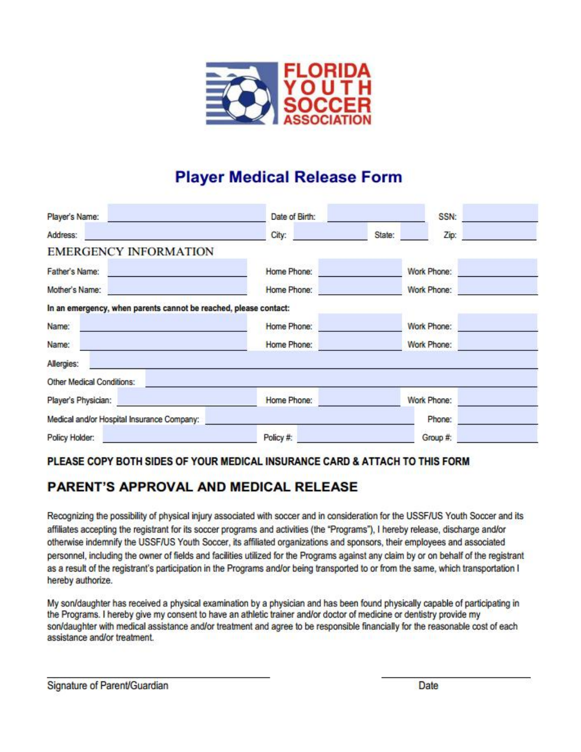FLORIDA YOUTH SOCCER ASSOCIATION

# Player Medical Release Form

| | | | | | | | |
|---|---|---|---|---|---|---|---|
| Player's Name: | | Date of Birth: | | | | SSN: | |
| Address: | | City: | | State: | | Zip: | |

## EMERGENCY INFORMATION

| | | | | | |
|---|---|---|---|---|---|
| Father's Name: | | Home Phone: | | Work Phone: | |
| Mother's Name: | | Home Phone: | | Work Phone: | |

**In an emergency, when parents cannot be reached, please contact:**

| | | | | | |
|---|---|---|---|---|---|
| Name: | | Home Phone: | | Work Phone: | |
| Name: | | Home Phone: | | Work Phone: | |

Allergies:

Other Medical Conditions:

| | | | | | |
|---|---|---|---|---|---|
| Player's Physician: | | Home Phone: | | Work Phone: | |
| Medical and/or Hospital Insurance Company: | | | | Phone: | |
| Policy Holder: | | Policy #: | | Group #: | |

**PLEASE COPY BOTH SIDES OF YOUR MEDICAL INSURANCE CARD & ATTACH TO THIS FORM**

## PARENT'S APPROVAL AND MEDICAL RELEASE

Recognizing the possibility of physical injury associated with soccer and in consideration for the USSF/US Youth Soccer and its affiliates accepting the registrant for its soccer programs and activities (the "Programs"), I hereby release, discharge and/or otherwise indemnify the USSF/US Youth Soccer, its affiliated organizations and sponsors, their employees and associated personnel, including the owner of fields and facilities utilized for the Programs against any claim by or on behalf of the registrant as a result of the registrant's participation in the Programs and/or being transported to or from the same, which transportation I hereby authorize.

My son/daughter has received a physical examination by a physician and has been found physically capable of participating in the Programs. I hereby give my consent to have an athletic trainer and/or doctor of medicine or dentistry provide my son/daughter with medical assistance and/or treatment and agree to be responsible financially for the reasonable cost of each assistance and/or treatment.

Signature of Parent/Guardian

Date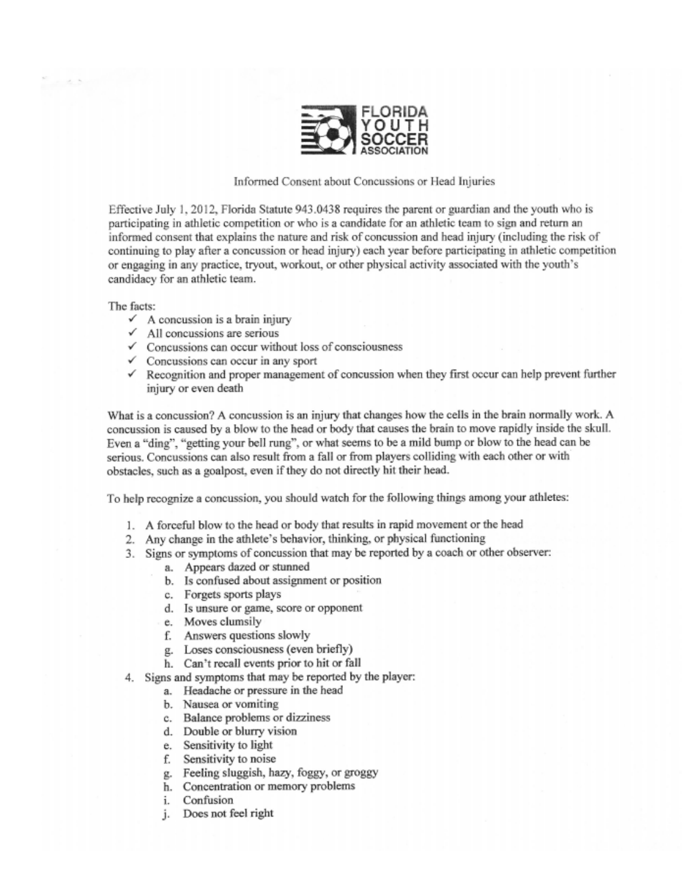FLORIDA YOUTH SOCCER ASSOCIATION

Informed Consent about Concussions or Head Injuries

Effective July 1, 2012, Florida Statute 943.0438 requires the parent or guardian and the youth who is participating in athletic competition or who is a candidate for an athletic team to sign and return an informed consent that explains the nature and risk of concussion and head injury (including the risk of continuing to play after a concussion or head injury) each year before participating in athletic competition or engaging in any practice, tryout, workout, or other physical activity associated with the youth's candidacy for an athletic team.

The facts:

- ✓ A concussion is a brain injury
- ✓ All concussions are serious
- ✓ Concussions can occur without loss of consciousness
- ✓ Concussions can occur in any sport
- ✓ Recognition and proper management of concussion when they first occur can help prevent further injury or even death

What is a concussion? A concussion is an injury that changes how the cells in the brain normally work. A concussion is caused by a blow to the head or body that causes the brain to move rapidly inside the skull. Even a "ding", "getting your bell rung", or what seems to be a mild bump or blow to the head can be serious. Concussions can also result from a fall or from players colliding with each other or with obstacles, such as a goalpost, even if they do not directly hit their head.

To help recognize a concussion, you should watch for the following things among your athletes:

1. A forceful blow to the head or body that results in rapid movement or the head
2. Any change in the athlete's behavior, thinking, or physical functioning
3. Signs or symptoms of concussion that may be reported by a coach or other observer:
   a. Appears dazed or stunned
   b. Is confused about assignment or position
   c. Forgets sports plays
   d. Is unsure or game, score or opponent
   e. Moves clumsily
   f. Answers questions slowly
   g. Loses consciousness (even briefly)
   h. Can't recall events prior to hit or fall
4. Signs and symptoms that may be reported by the player:
   a. Headache or pressure in the head
   b. Nausea or vomiting
   c. Balance problems or dizziness
   d. Double or blurry vision
   e. Sensitivity to light
   f. Sensitivity to noise
   g. Feeling sluggish, hazy, foggy, or groggy
   h. Concentration or memory problems
   i. Confusion
   j. Does not feel right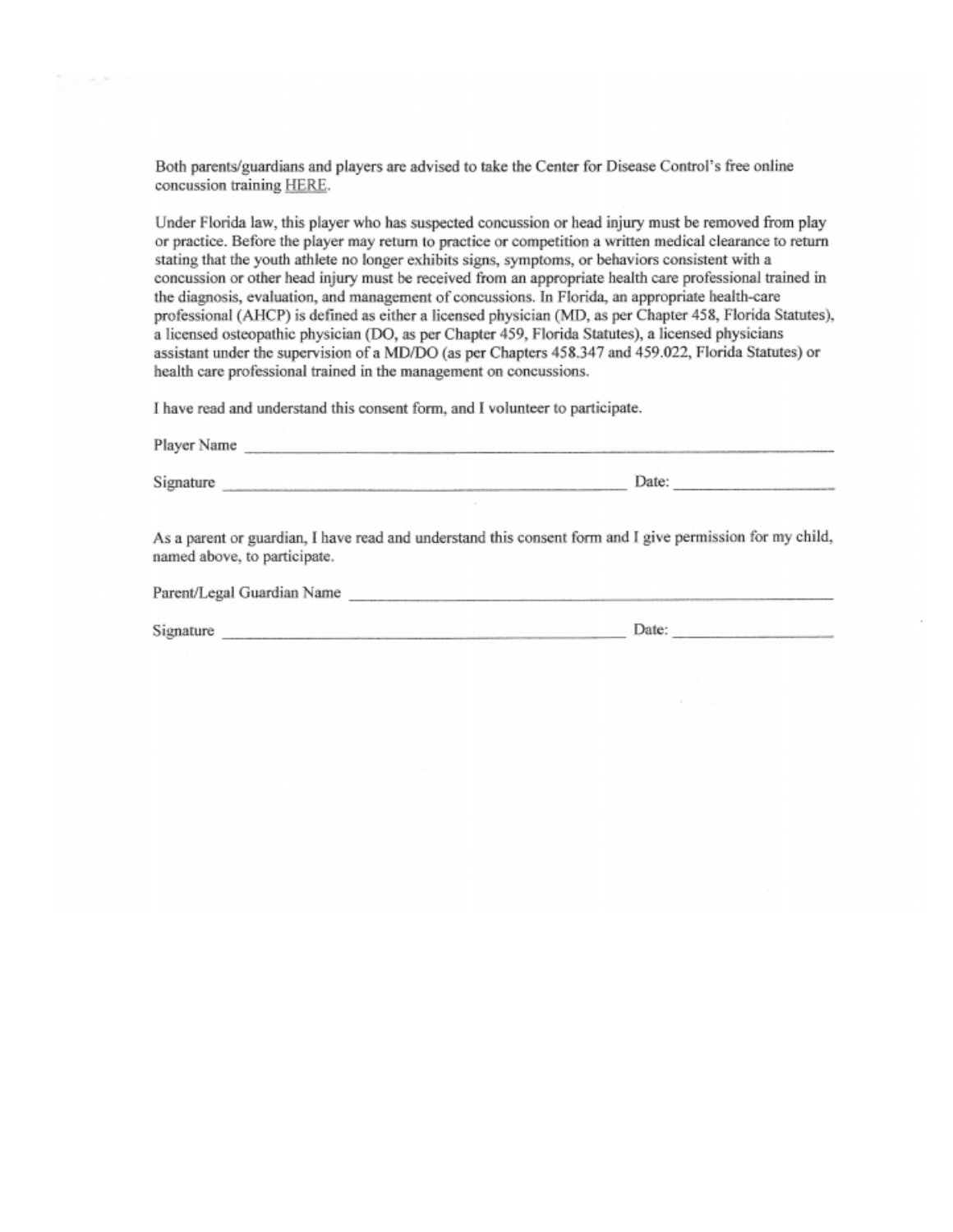Both parents/guardians and players are advised to take the Center for Disease Control's free online concussion training HERE.

Under Florida law, this player who has suspected concussion or head injury must be removed from play or practice. Before the player may return to practice or competition a written medical clearance to return stating that the youth athlete no longer exhibits signs, symptoms, or behaviors consistent with a concussion or other head injury must be received from an appropriate health care professional trained in the diagnosis, evaluation, and management of concussions. In Florida, an appropriate health-care professional (AHCP) is defined as either a licensed physician (MD, as per Chapter 458, Florida Statutes), a licensed osteopathic physician (DO, as per Chapter 459, Florida Statutes), a licensed physicians assistant under the supervision of a MD/DO (as per Chapters 458.347 and 459.022, Florida Statutes) or health care professional trained in the management on concussions.

I have read and understand this consent form, and I volunteer to participate.

Player Name ______________________________________________________________

Signature ____________________________________________ Date: ________________

As a parent or guardian, I have read and understand this consent form and I give permission for my child, named above, to participate.

Parent/Legal Guardian Name ________________________________________________

Signature ____________________________________________ Date: ________________